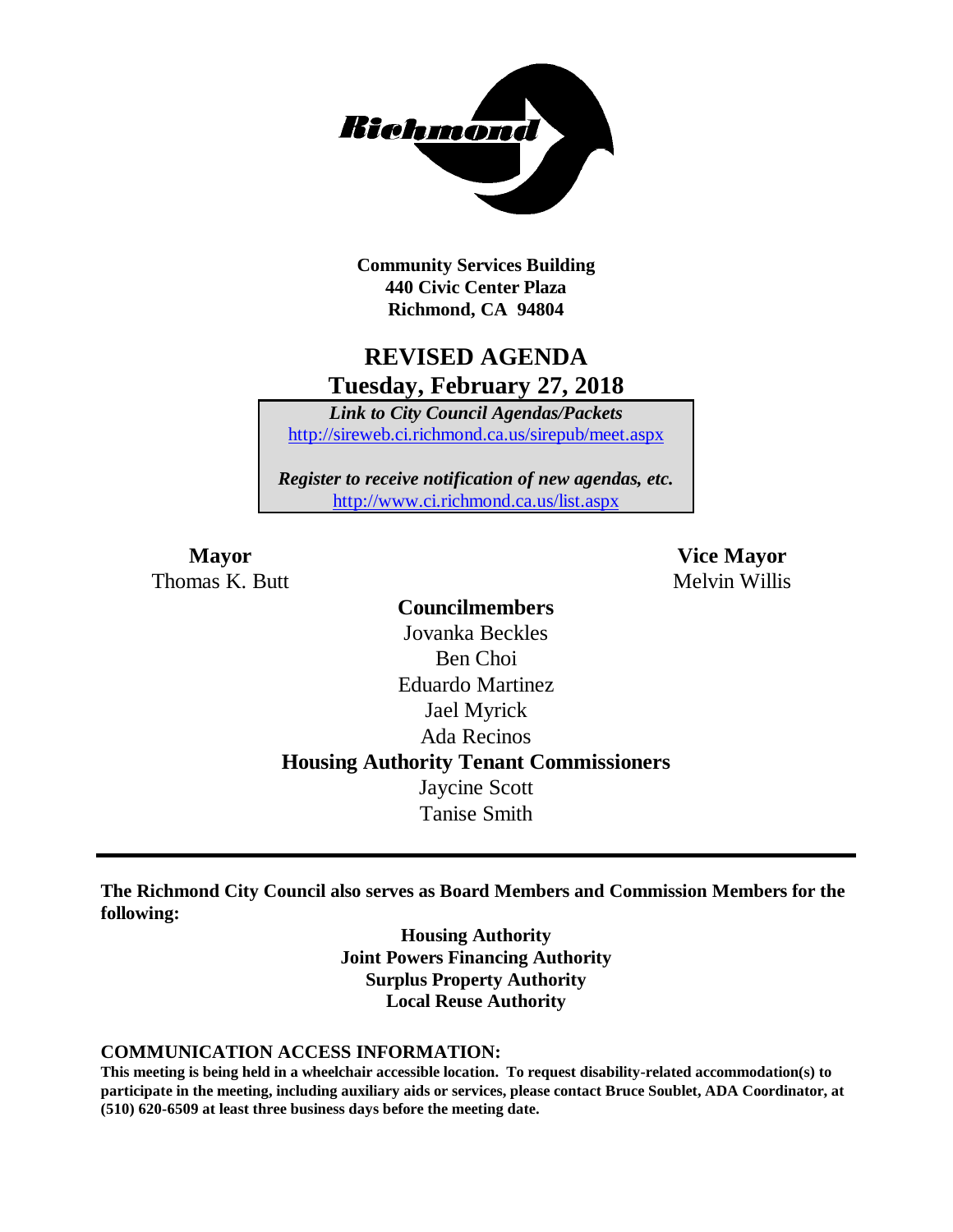**Community Services Building**
**440 Civic Center Plaza**
**Richmond, CA 94804**

# REVISED AGENDA
## Tuesday, February 27, 2018

***Link to City Council Agendas/Packets***
http://sireweb.ci.richmond.ca.us/sirepub/meet.aspx

***Register to receive notification of new agendas, etc.***
http://www.ci.richmond.ca.us/list.aspx

**Mayor**
Thomas K. Butt

**Vice Mayor**
Melvin Willis

**Councilmembers**
Jovanka Beckles
Ben Choi
Eduardo Martinez
Jael Myrick
Ada Recinos

**Housing Authority Tenant Commissioners**
Jaycine Scott
Tanise Smith

---

**The Richmond City Council also serves as Board Members and Commission Members for the following:**

**Housing Authority**
**Joint Powers Financing Authority**
**Surplus Property Authority**
**Local Reuse Authority**

**COMMUNICATION ACCESS INFORMATION:**

**This meeting is being held in a wheelchair accessible location. To request disability-related accommodation(s) to participate in the meeting, including auxiliary aids or services, please contact Bruce Soublet, ADA Coordinator, at (510) 620-6509 at least three business days before the meeting date.**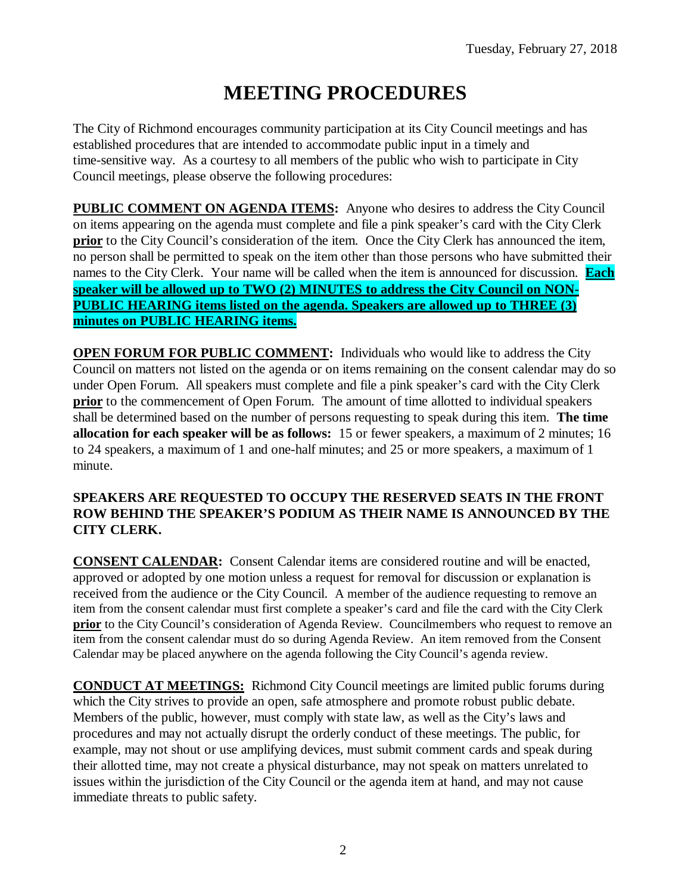# MEETING PROCEDURES

The City of Richmond encourages community participation at its City Council meetings and has established procedures that are intended to accommodate public input in a timely and time-sensitive way. As a courtesy to all members of the public who wish to participate in City Council meetings, please observe the following procedures:

**PUBLIC COMMENT ON AGENDA ITEMS:** Anyone who desires to address the City Council on items appearing on the agenda must complete and file a pink speaker's card with the City Clerk **prior** to the City Council's consideration of the item. Once the City Clerk has announced the item, no person shall be permitted to speak on the item other than those persons who have submitted their names to the City Clerk. Your name will be called when the item is announced for discussion. **Each speaker will be allowed up to TWO (2) MINUTES to address the City Council on NON-PUBLIC HEARING items listed on the agenda. Speakers are allowed up to THREE (3) minutes on PUBLIC HEARING items.**

**OPEN FORUM FOR PUBLIC COMMENT:** Individuals who would like to address the City Council on matters not listed on the agenda or on items remaining on the consent calendar may do so under Open Forum. All speakers must complete and file a pink speaker's card with the City Clerk **prior** to the commencement of Open Forum. The amount of time allotted to individual speakers shall be determined based on the number of persons requesting to speak during this item. **The time allocation for each speaker will be as follows:** 15 or fewer speakers, a maximum of 2 minutes; 16 to 24 speakers, a maximum of 1 and one-half minutes; and 25 or more speakers, a maximum of 1 minute.

**SPEAKERS ARE REQUESTED TO OCCUPY THE RESERVED SEATS IN THE FRONT ROW BEHIND THE SPEAKER'S PODIUM AS THEIR NAME IS ANNOUNCED BY THE CITY CLERK.**

**CONSENT CALENDAR:** Consent Calendar items are considered routine and will be enacted, approved or adopted by one motion unless a request for removal for discussion or explanation is received from the audience or the City Council. A member of the audience requesting to remove an item from the consent calendar must first complete a speaker's card and file the card with the City Clerk **prior** to the City Council's consideration of Agenda Review. Councilmembers who request to remove an item from the consent calendar must do so during Agenda Review. An item removed from the Consent Calendar may be placed anywhere on the agenda following the City Council's agenda review.

**CONDUCT AT MEETINGS:** Richmond City Council meetings are limited public forums during which the City strives to provide an open, safe atmosphere and promote robust public debate. Members of the public, however, must comply with state law, as well as the City's laws and procedures and may not actually disrupt the orderly conduct of these meetings. The public, for example, may not shout or use amplifying devices, must submit comment cards and speak during their allotted time, may not create a physical disturbance, may not speak on matters unrelated to issues within the jurisdiction of the City Council or the agenda item at hand, and may not cause immediate threats to public safety.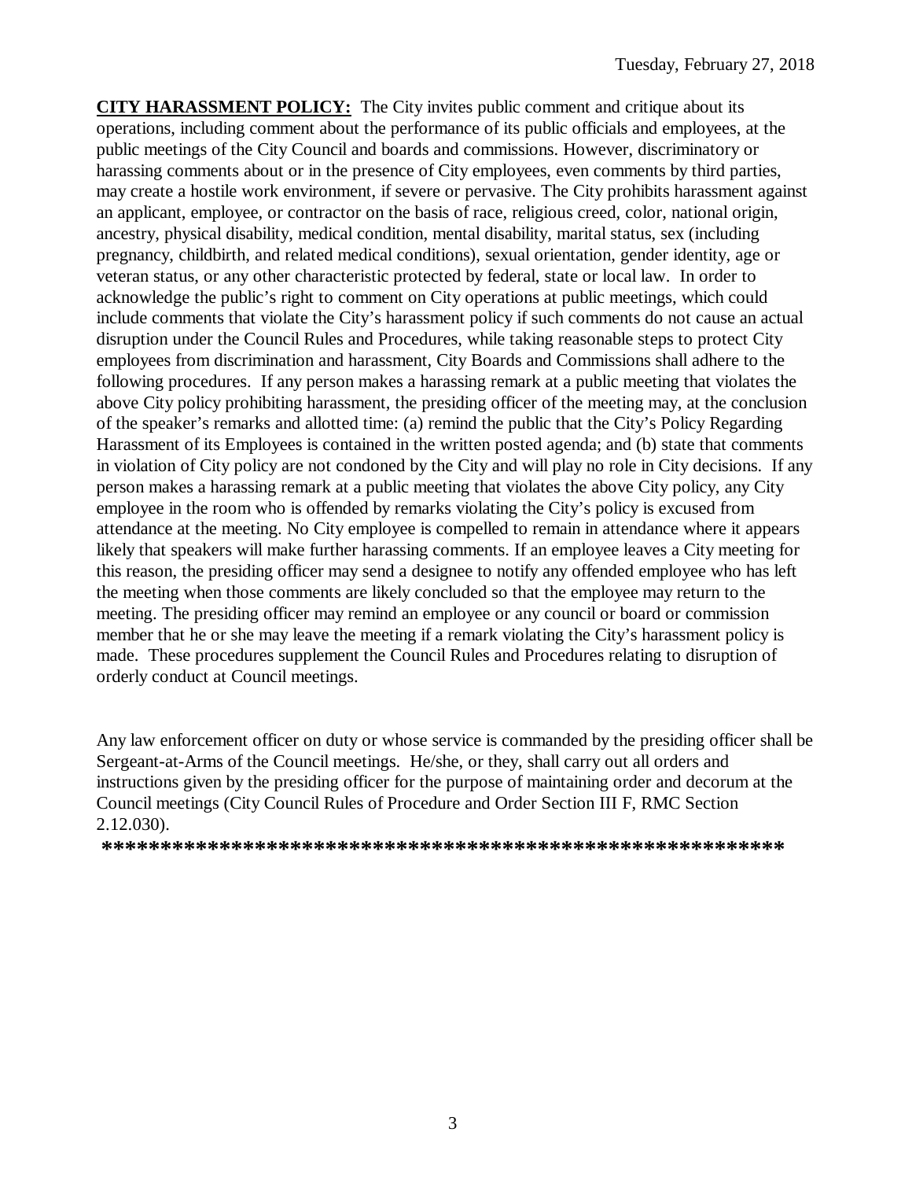**CITY HARASSMENT POLICY:** The City invites public comment and critique about its operations, including comment about the performance of its public officials and employees, at the public meetings of the City Council and boards and commissions. However, discriminatory or harassing comments about or in the presence of City employees, even comments by third parties, may create a hostile work environment, if severe or pervasive. The City prohibits harassment against an applicant, employee, or contractor on the basis of race, religious creed, color, national origin, ancestry, physical disability, medical condition, mental disability, marital status, sex (including pregnancy, childbirth, and related medical conditions), sexual orientation, gender identity, age or veteran status, or any other characteristic protected by federal, state or local law. In order to acknowledge the public's right to comment on City operations at public meetings, which could include comments that violate the City's harassment policy if such comments do not cause an actual disruption under the Council Rules and Procedures, while taking reasonable steps to protect City employees from discrimination and harassment, City Boards and Commissions shall adhere to the following procedures. If any person makes a harassing remark at a public meeting that violates the above City policy prohibiting harassment, the presiding officer of the meeting may, at the conclusion of the speaker's remarks and allotted time: (a) remind the public that the City's Policy Regarding Harassment of its Employees is contained in the written posted agenda; and (b) state that comments in violation of City policy are not condoned by the City and will play no role in City decisions. If any person makes a harassing remark at a public meeting that violates the above City policy, any City employee in the room who is offended by remarks violating the City's policy is excused from attendance at the meeting. No City employee is compelled to remain in attendance where it appears likely that speakers will make further harassing comments. If an employee leaves a City meeting for this reason, the presiding officer may send a designee to notify any offended employee who has left the meeting when those comments are likely concluded so that the employee may return to the meeting. The presiding officer may remind an employee or any council or board or commission member that he or she may leave the meeting if a remark violating the City's harassment policy is made. These procedures supplement the Council Rules and Procedures relating to disruption of orderly conduct at Council meetings.

Any law enforcement officer on duty or whose service is commanded by the presiding officer shall be Sergeant-at-Arms of the Council meetings. He/she, or they, shall carry out all orders and instructions given by the presiding officer for the purpose of maintaining order and decorum at the Council meetings (City Council Rules of Procedure and Order Section III F, RMC Section 2.12.030).

**********************************************************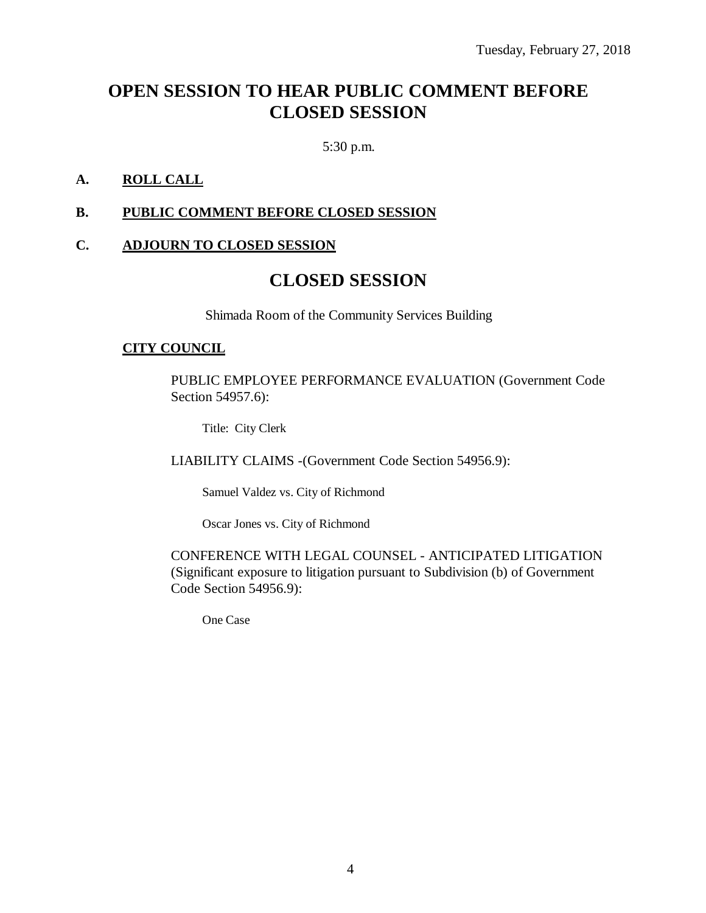Tuesday, February 27, 2018

# OPEN SESSION TO HEAR PUBLIC COMMENT BEFORE CLOSED SESSION

5:30 p.m.

**A. ROLL CALL**

**B. PUBLIC COMMENT BEFORE CLOSED SESSION**

**C. ADJOURN TO CLOSED SESSION**

# CLOSED SESSION

Shimada Room of the Community Services Building

**CITY COUNCIL**

PUBLIC EMPLOYEE PERFORMANCE EVALUATION (Government Code Section 54957.6):

Title: City Clerk

LIABILITY CLAIMS -(Government Code Section 54956.9):

Samuel Valdez vs. City of Richmond

Oscar Jones vs. City of Richmond

CONFERENCE WITH LEGAL COUNSEL - ANTICIPATED LITIGATION (Significant exposure to litigation pursuant to Subdivision (b) of Government Code Section 54956.9):

One Case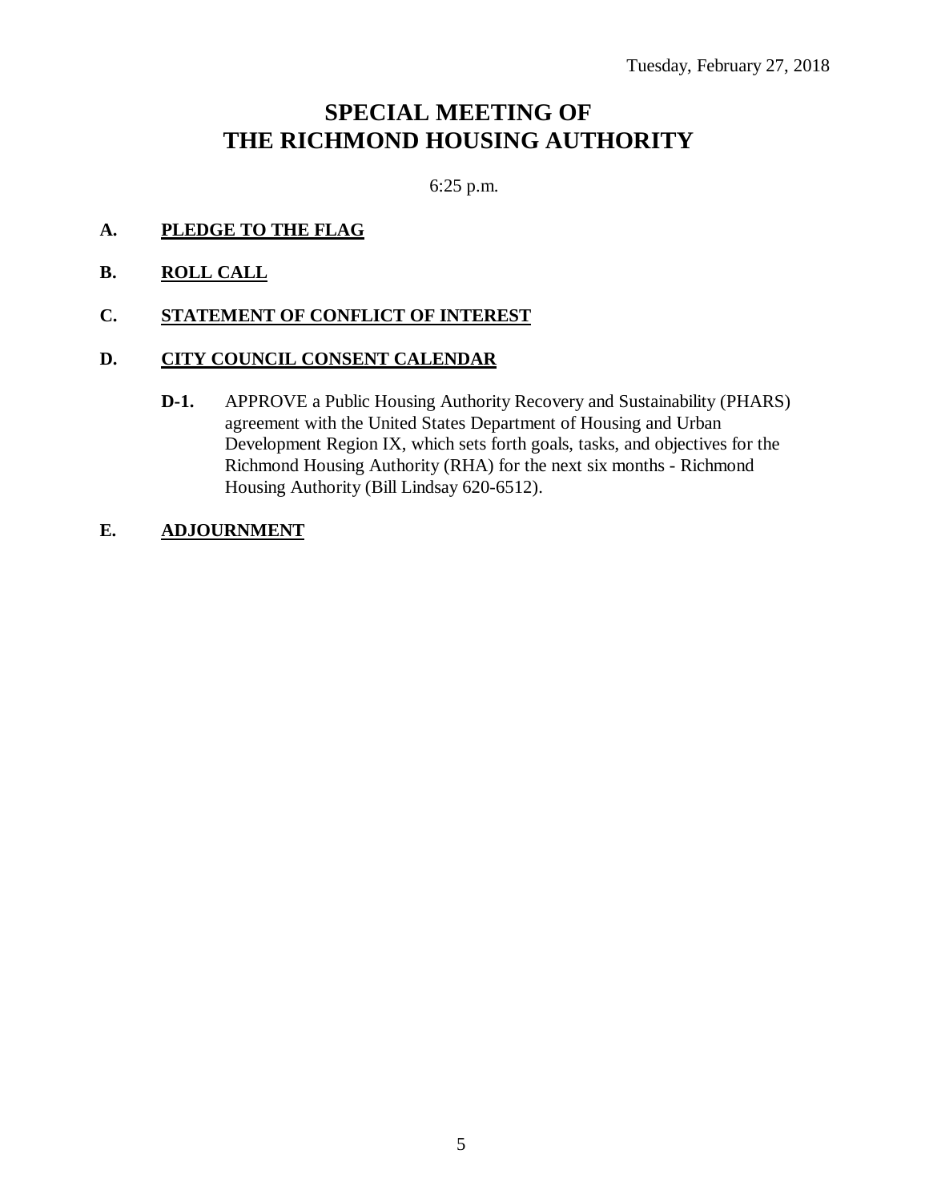Tuesday, February 27, 2018

# SPECIAL MEETING OF THE RICHMOND HOUSING AUTHORITY

6:25 p.m.

**A. PLEDGE TO THE FLAG**

**B. ROLL CALL**

**C. STATEMENT OF CONFLICT OF INTEREST**

**D. CITY COUNCIL CONSENT CALENDAR**

**D-1.** APPROVE a Public Housing Authority Recovery and Sustainability (PHARS) agreement with the United States Department of Housing and Urban Development Region IX, which sets forth goals, tasks, and objectives for the Richmond Housing Authority (RHA) for the next six months - Richmond Housing Authority (Bill Lindsay 620-6512).

**E. ADJOURNMENT**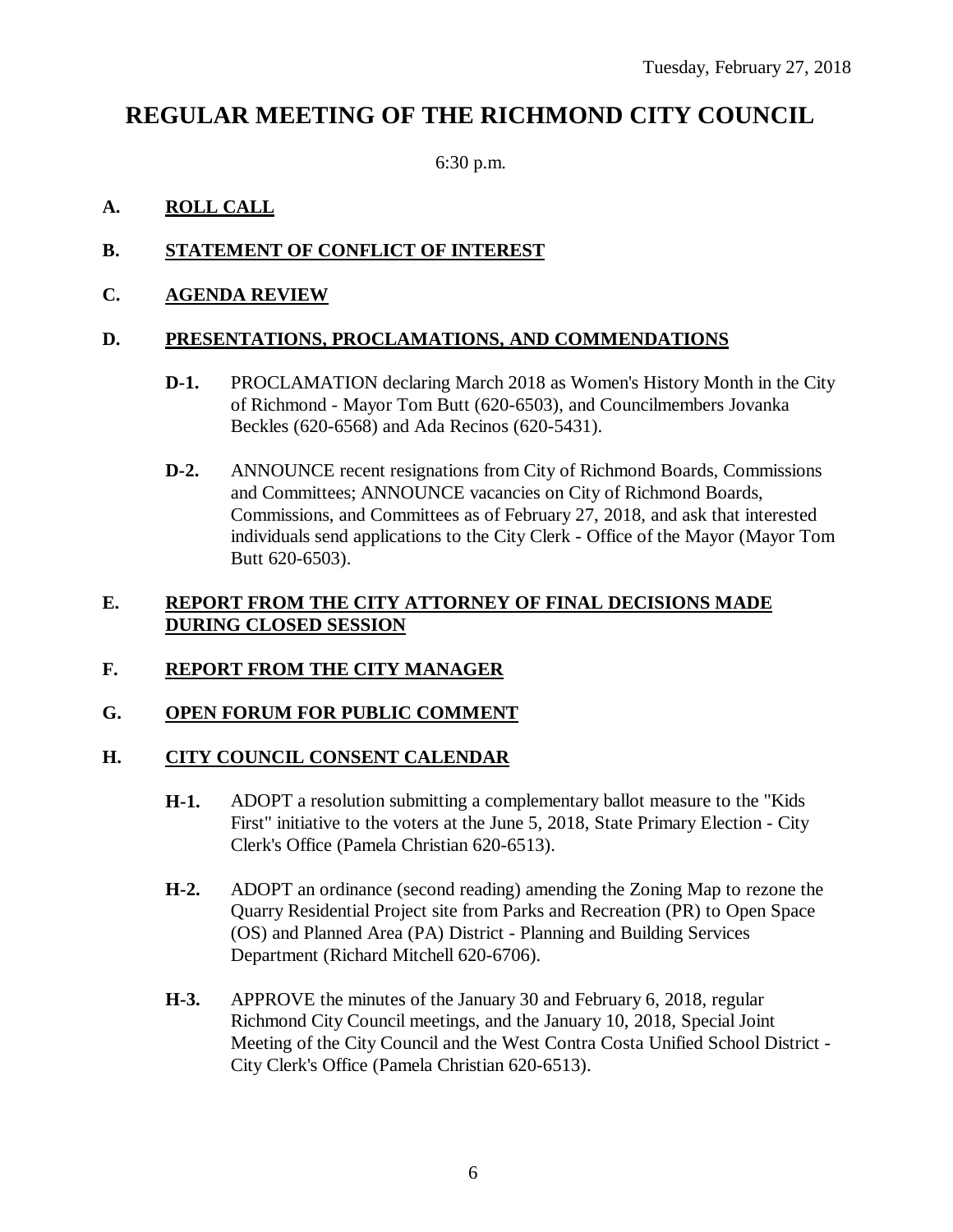Tuesday, February 27, 2018

# REGULAR MEETING OF THE RICHMOND CITY COUNCIL

6:30 p.m.

**A. ROLL CALL**

**B. STATEMENT OF CONFLICT OF INTEREST**

**C. AGENDA REVIEW**

**D. PRESENTATIONS, PROCLAMATIONS, AND COMMENDATIONS**

**D-1.** PROCLAMATION declaring March 2018 as Women's History Month in the City of Richmond - Mayor Tom Butt (620-6503), and Councilmembers Jovanka Beckles (620-6568) and Ada Recinos (620-5431).

**D-2.** ANNOUNCE recent resignations from City of Richmond Boards, Commissions and Committees; ANNOUNCE vacancies on City of Richmond Boards, Commissions, and Committees as of February 27, 2018, and ask that interested individuals send applications to the City Clerk - Office of the Mayor (Mayor Tom Butt 620-6503).

**E. REPORT FROM THE CITY ATTORNEY OF FINAL DECISIONS MADE DURING CLOSED SESSION**

**F. REPORT FROM THE CITY MANAGER**

**G. OPEN FORUM FOR PUBLIC COMMENT**

**H. CITY COUNCIL CONSENT CALENDAR**

**H-1.** ADOPT a resolution submitting a complementary ballot measure to the "Kids First" initiative to the voters at the June 5, 2018, State Primary Election - City Clerk's Office (Pamela Christian 620-6513).

**H-2.** ADOPT an ordinance (second reading) amending the Zoning Map to rezone the Quarry Residential Project site from Parks and Recreation (PR) to Open Space (OS) and Planned Area (PA) District - Planning and Building Services Department (Richard Mitchell 620-6706).

**H-3.** APPROVE the minutes of the January 30 and February 6, 2018, regular Richmond City Council meetings, and the January 10, 2018, Special Joint Meeting of the City Council and the West Contra Costa Unified School District - City Clerk's Office (Pamela Christian 620-6513).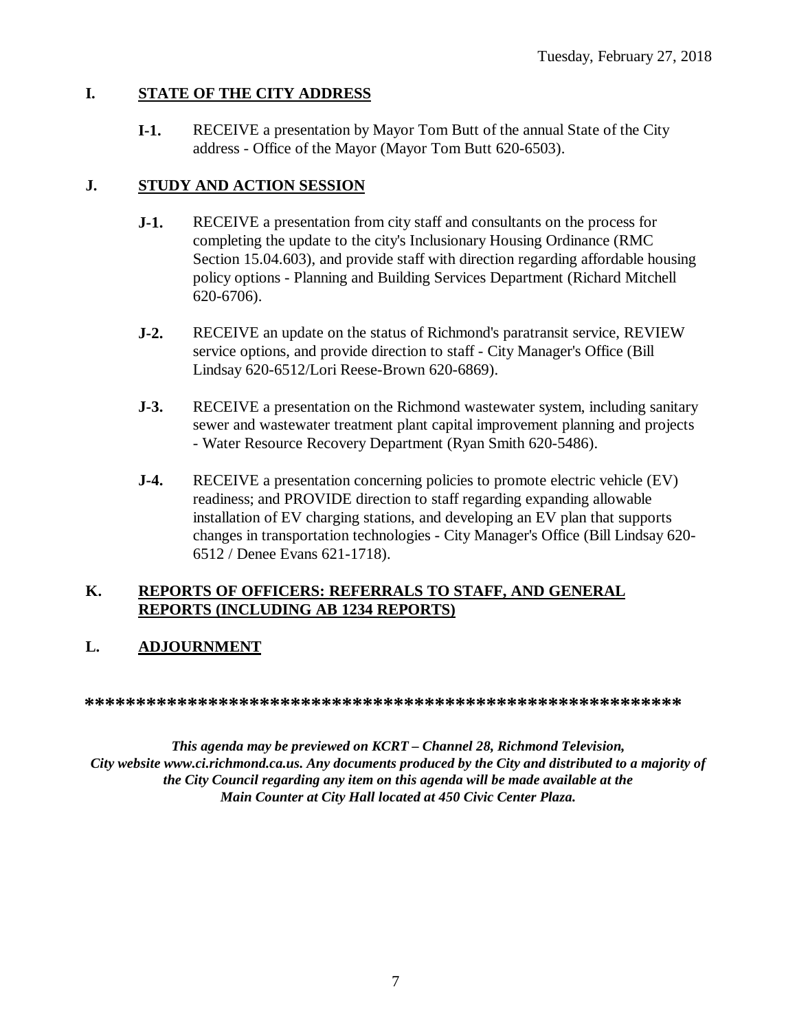Tuesday, February 27, 2018

## I. STATE OF THE CITY ADDRESS

**I-1.** RECEIVE a presentation by Mayor Tom Butt of the annual State of the City address - Office of the Mayor (Mayor Tom Butt 620-6503).

## J. STUDY AND ACTION SESSION

**J-1.** RECEIVE a presentation from city staff and consultants on the process for completing the update to the city's Inclusionary Housing Ordinance (RMC Section 15.04.603), and provide staff with direction regarding affordable housing policy options - Planning and Building Services Department (Richard Mitchell 620-6706).

**J-2.** RECEIVE an update on the status of Richmond's paratransit service, REVIEW service options, and provide direction to staff - City Manager's Office (Bill Lindsay 620-6512/Lori Reese-Brown 620-6869).

**J-3.** RECEIVE a presentation on the Richmond wastewater system, including sanitary sewer and wastewater treatment plant capital improvement planning and projects - Water Resource Recovery Department (Ryan Smith 620-5486).

**J-4.** RECEIVE a presentation concerning policies to promote electric vehicle (EV) readiness; and PROVIDE direction to staff regarding expanding allowable installation of EV charging stations, and developing an EV plan that supports changes in transportation technologies - City Manager's Office (Bill Lindsay 620-6512 / Denee Evans 621-1718).

## K. REPORTS OF OFFICERS: REFERRALS TO STAFF, AND GENERAL REPORTS (INCLUDING AB 1234 REPORTS)

## L. ADJOURNMENT

**********************************************************

***This agenda may be previewed on KCRT – Channel 28, Richmond Television, City website www.ci.richmond.ca.us. Any documents produced by the City and distributed to a majority of the City Council regarding any item on this agenda will be made available at the Main Counter at City Hall located at 450 Civic Center Plaza.***